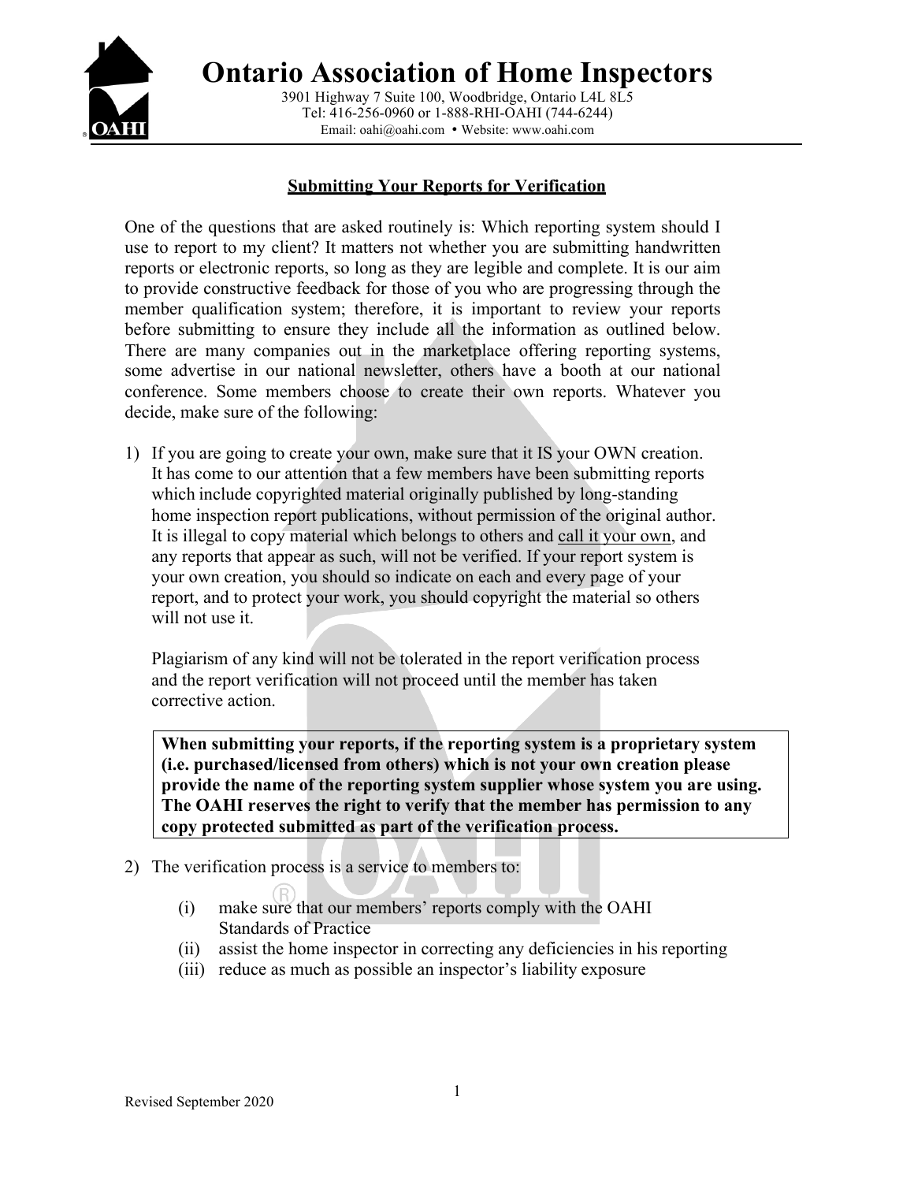# Ontario Association of Home Inspectors

3901 Highway 7 Suite 100, Woodbridge, Ontario L4L 8L5
Tel: 416-256-0960 or 1-888-RHI-OAHI (744-6244)
Email: oahi@oahi.com • Website: www.oahi.com

## Submitting Your Reports for Verification

One of the questions that are asked routinely is: Which reporting system should I use to report to my client? It matters not whether you are submitting handwritten reports or electronic reports, so long as they are legible and complete. It is our aim to provide constructive feedback for those of you who are progressing through the member qualification system; therefore, it is important to review your reports before submitting to ensure they include all the information as outlined below. There are many companies out in the marketplace offering reporting systems, some advertise in our national newsletter, others have a booth at our national conference. Some members choose to create their own reports. Whatever you decide, make sure of the following:

1) If you are going to create your own, make sure that it IS your OWN creation. It has come to our attention that a few members have been submitting reports which include copyrighted material originally published by long-standing home inspection report publications, without permission of the original author. It is illegal to copy material which belongs to others and call it your own, and any reports that appear as such, will not be verified. If your report system is your own creation, you should so indicate on each and every page of your report, and to protect your work, you should copyright the material so others will not use it.

   Plagiarism of any kind will not be tolerated in the report verification process and the report verification will not proceed until the member has taken corrective action.

   **When submitting your reports, if the reporting system is a proprietary system (i.e. purchased/licensed from others) which is not your own creation please provide the name of the reporting system supplier whose system you are using. The OAHI reserves the right to verify that the member has permission to any copy protected submitted as part of the verification process.**

2) The verification process is a service to members to:

   (i) make sure that our members' reports comply with the OAHI Standards of Practice
   (ii) assist the home inspector in correcting any deficiencies in his reporting
   (iii) reduce as much as possible an inspector's liability exposure

Revised September 2020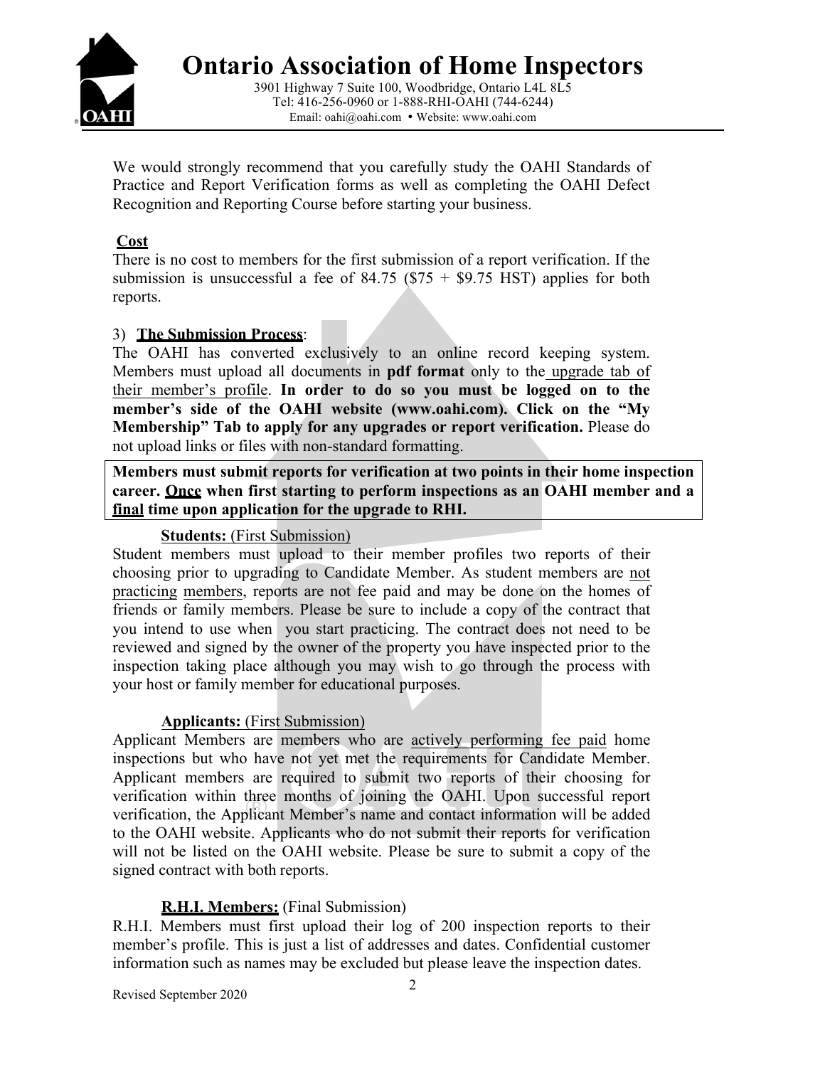We would strongly recommend that you carefully study the OAHI Standards of Practice and Report Verification forms as well as completing the OAHI Defect Recognition and Reporting Course before starting your business.

**Cost**

There is no cost to members for the first submission of a report verification. If the submission is unsuccessful a fee of 84.75 ($75 + $9.75 HST) applies for both reports.

### 3) The Submission Process:

The OAHI has converted exclusively to an online record keeping system. Members must upload all documents in **pdf format** only to the upgrade tab of their member's profile. **In order to do so you must be logged on to the member's side of the OAHI website (www.oahi.com). Click on the "My Membership" Tab to apply for any upgrades or report verification.** Please do not upload links or files with non-standard formatting.

**Members must submit reports for verification at two points in their home inspection career. Once when first starting to perform inspections as an OAHI member and a final time upon application for the upgrade to RHI.**

**Students:** (First Submission)

Student members must upload to their member profiles two reports of their choosing prior to upgrading to Candidate Member. As student members are not practicing members, reports are not fee paid and may be done on the homes of friends or family members. Please be sure to include a copy of the contract that you intend to use when you start practicing. The contract does not need to be reviewed and signed by the owner of the property you have inspected prior to the inspection taking place although you may wish to go through the process with your host or family member for educational purposes.

**Applicants:** (First Submission)

Applicant Members are members who are actively performing fee paid home inspections but who have not yet met the requirements for Candidate Member. Applicant members are required to submit two reports of their choosing for verification within three months of joining the OAHI. Upon successful report verification, the Applicant Member's name and contact information will be added to the OAHI website. Applicants who do not submit their reports for verification will not be listed on the OAHI website. Please be sure to submit a copy of the signed contract with both reports.

**R.H.I. Members:** (Final Submission)

R.H.I. Members must first upload their log of 200 inspection reports to their member's profile. This is just a list of addresses and dates. Confidential customer information such as names may be excluded but please leave the inspection dates.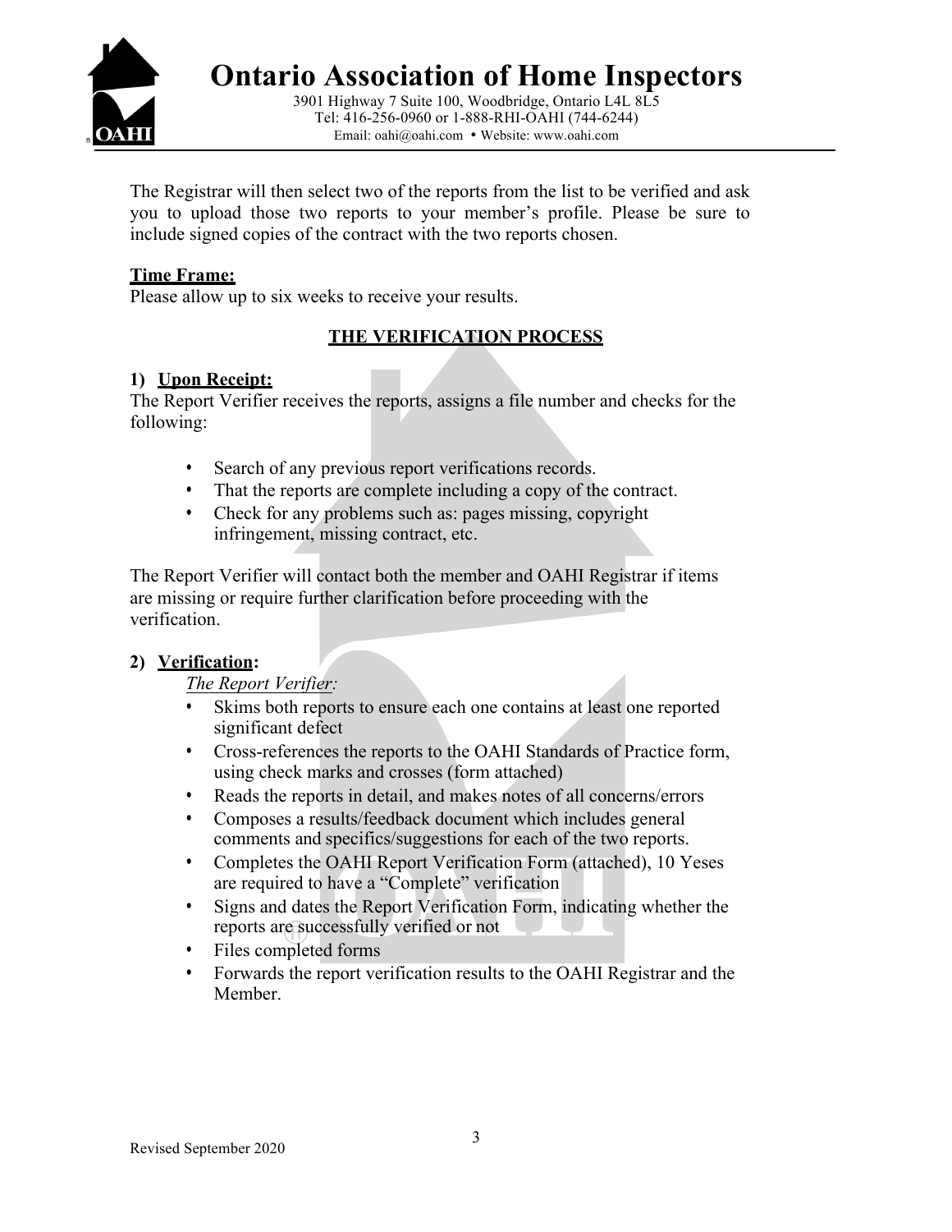The Registrar will then select two of the reports from the list to be verified and ask you to upload those two reports to your member's profile. Please be sure to include signed copies of the contract with the two reports chosen.

**Time Frame:**
Please allow up to six weeks to receive your results.

## THE VERIFICATION PROCESS

**1) Upon Receipt:**
The Report Verifier receives the reports, assigns a file number and checks for the following:

- Search of any previous report verifications records.
- That the reports are complete including a copy of the contract.
- Check for any problems such as: pages missing, copyright infringement, missing contract, etc.

The Report Verifier will contact both the member and OAHI Registrar if items are missing or require further clarification before proceeding with the verification.

**2) Verification:**

*The Report Verifier:*

- Skims both reports to ensure each one contains at least one reported significant defect
- Cross-references the reports to the OAHI Standards of Practice form, using check marks and crosses (form attached)
- Reads the reports in detail, and makes notes of all concerns/errors
- Composes a results/feedback document which includes general comments and specifics/suggestions for each of the two reports.
- Completes the OAHI Report Verification Form (attached), 10 Yeses are required to have a "Complete" verification
- Signs and dates the Report Verification Form, indicating whether the reports are successfully verified or not
- Files completed forms
- Forwards the report verification results to the OAHI Registrar and the Member.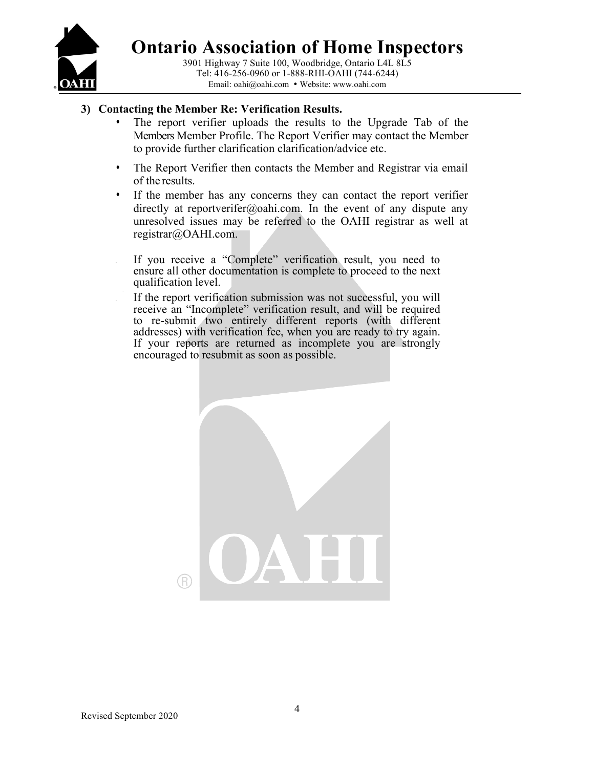### 3) Contacting the Member Re: Verification Results.

- The report verifier uploads the results to the Upgrade Tab of the Members Member Profile. The Report Verifier may contact the Member to provide further clarification clarification/advice etc.
- The Report Verifier then contacts the Member and Registrar via email of the results.
- If the member has any concerns they can contact the report verifier directly at reportverifer@oahi.com. In the event of any dispute any unresolved issues may be referred to the OAHI registrar as well at registrar@OAHI.com.

  If you receive a "Complete" verification result, you need to ensure all other documentation is complete to proceed to the next qualification level.

  If the report verification submission was not successful, you will receive an "Incomplete" verification result, and will be required to re-submit two entirely different reports (with different addresses) with verification fee, when you are ready to try again. If your reports are returned as incomplete you are strongly encouraged to resubmit as soon as possible.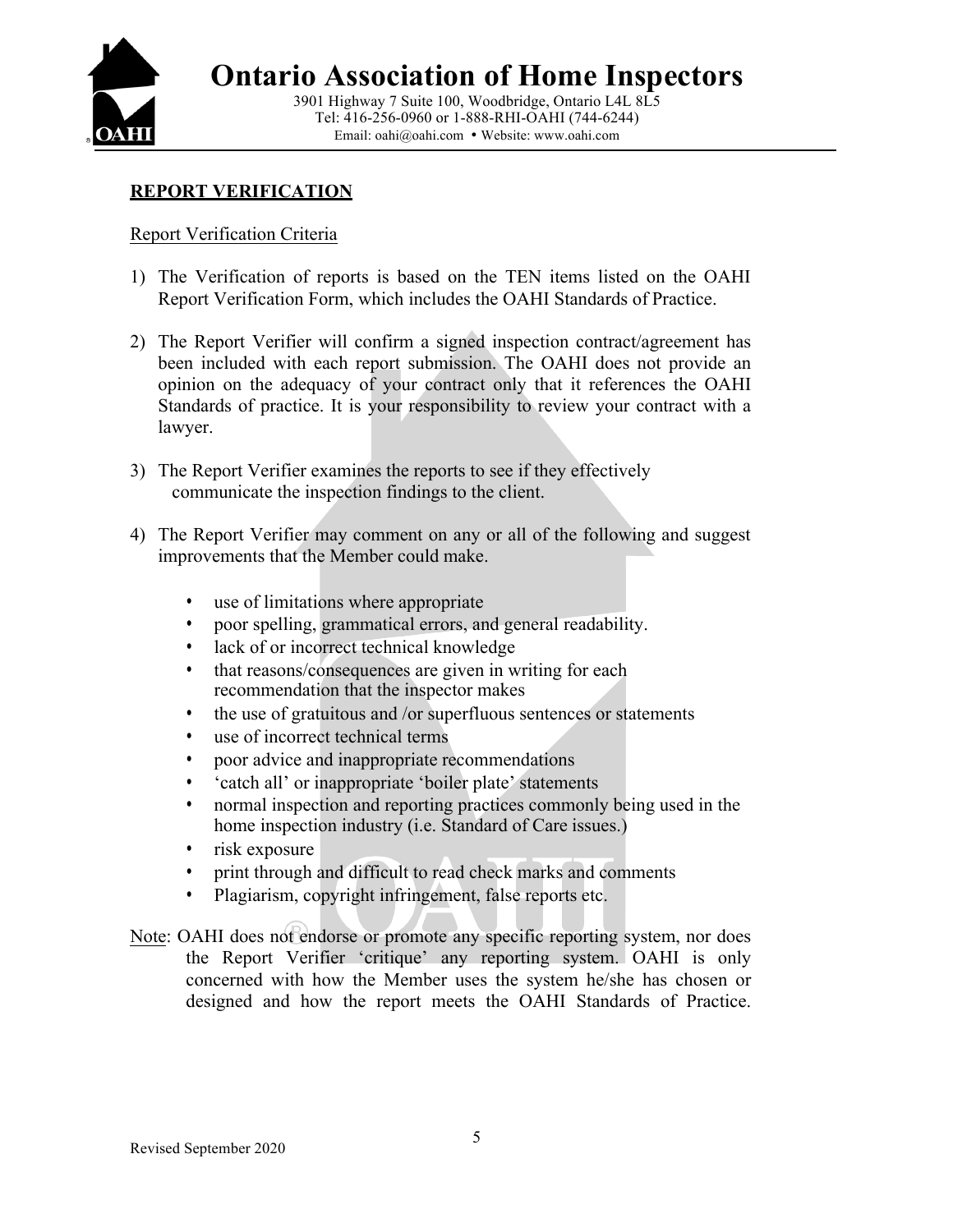# Ontario Association of Home Inspectors

3901 Highway 7 Suite 100, Woodbridge, Ontario L4L 8L5
Tel: 416-256-0960 or 1-888-RHI-OAHI (744-6244)
Email: oahi@oahi.com • Website: www.oahi.com

## REPORT VERIFICATION

Report Verification Criteria

1) The Verification of reports is based on the TEN items listed on the OAHI Report Verification Form, which includes the OAHI Standards of Practice.

2) The Report Verifier will confirm a signed inspection contract/agreement has been included with each report submission. The OAHI does not provide an opinion on the adequacy of your contract only that it references the OAHI Standards of practice. It is your responsibility to review your contract with a lawyer.

3) The Report Verifier examines the reports to see if they effectively communicate the inspection findings to the client.

4) The Report Verifier may comment on any or all of the following and suggest improvements that the Member could make.

   - use of limitations where appropriate
   - poor spelling, grammatical errors, and general readability.
   - lack of or incorrect technical knowledge
   - that reasons/consequences are given in writing for each recommendation that the inspector makes
   - the use of gratuitous and /or superfluous sentences or statements
   - use of incorrect technical terms
   - poor advice and inappropriate recommendations
   - 'catch all' or inappropriate 'boiler plate' statements
   - normal inspection and reporting practices commonly being used in the home inspection industry (i.e. Standard of Care issues.)
   - risk exposure
   - print through and difficult to read check marks and comments
   - Plagiarism, copyright infringement, false reports etc.

Note: OAHI does not endorse or promote any specific reporting system, nor does the Report Verifier 'critique' any reporting system. OAHI is only concerned with how the Member uses the system he/she has chosen or designed and how the report meets the OAHI Standards of Practice.

Revised September 2020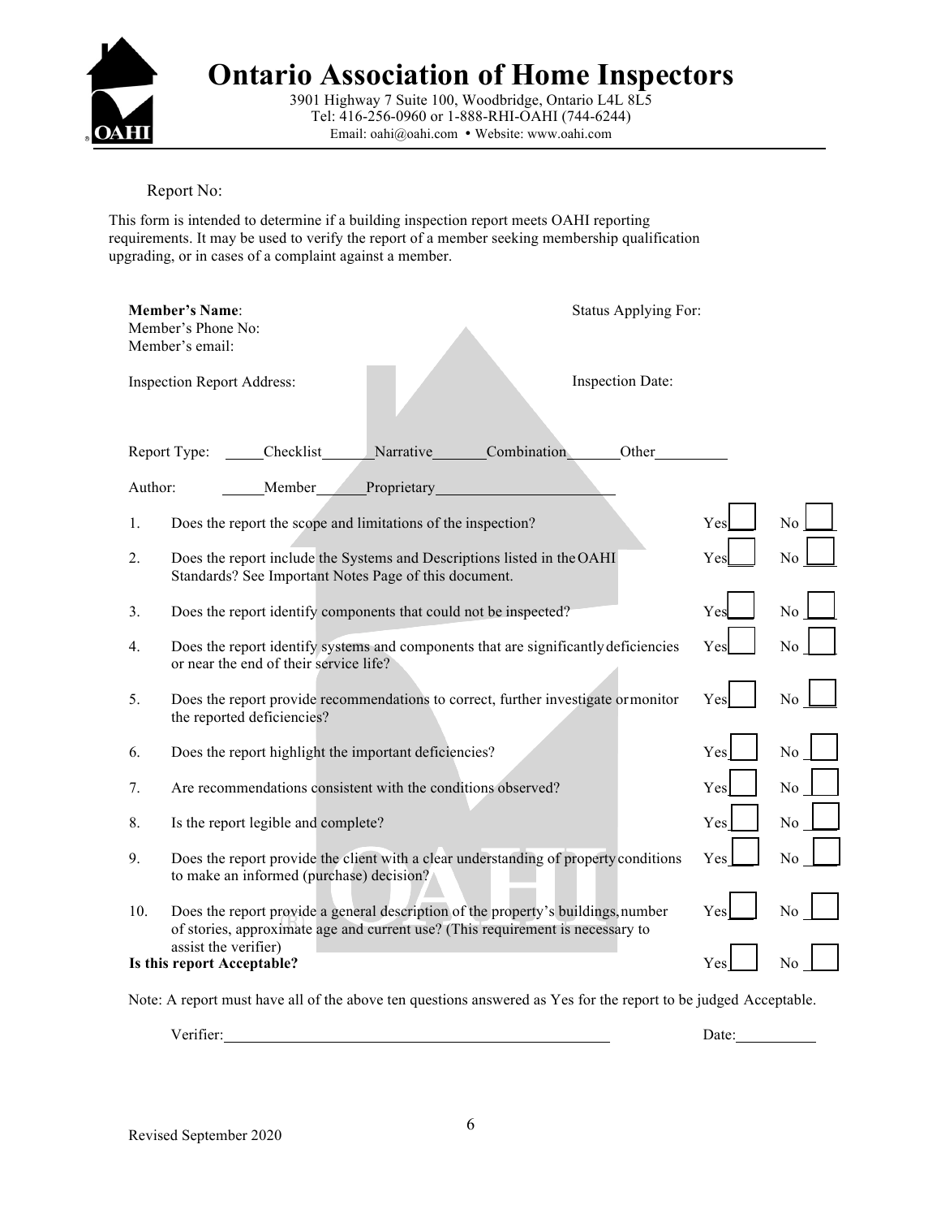# Ontario Association of Home Inspectors

3901 Highway 7 Suite 100, Woodbridge, Ontario L4L 8L5
Tel: 416-256-0960 or 1-888-RHI-OAHI (744-6244)
Email: oahi@oahi.com • Website: www.oahi.com

Report No:

This form is intended to determine if a building inspection report meets OAHI reporting requirements. It may be used to verify the report of a member seeking membership qualification upgrading, or in cases of a complaint against a member.

**Member's Name**: Status Applying For:
Member's Phone No:
Member's email:

Inspection Report Address: Inspection Date:

Report Type: \_\_\_\_\_Checklist\_\_\_\_\_\_Narrative\_\_\_\_\_\_Combination\_\_\_\_\_\_Other\_\_\_\_\_\_\_\_\_

Author: \_\_\_\_\_Member\_\_\_\_\_\_Proprietary\_\_\_\_\_\_\_\_\_\_\_\_\_\_\_\_\_\_\_\_\_\_

| # | Question | Yes | No |
|---|---|---|---|
| 1. | Does the report the scope and limitations of the inspection? | Yes ☐ | No ☐ |
| 2. | Does the report include the Systems and Descriptions listed in the OAHI Standards? See Important Notes Page of this document. | Yes ☐ | No ☐ |
| 3. | Does the report identify components that could not be inspected? | Yes ☐ | No ☐ |
| 4. | Does the report identify systems and components that are significantly deficiencies or near the end of their service life? | Yes ☐ | No ☐ |
| 5. | Does the report provide recommendations to correct, further investigate or monitor the reported deficiencies? | Yes ☐ | No ☐ |
| 6. | Does the report highlight the important deficiencies? | Yes ☐ | No ☐ |
| 7. | Are recommendations consistent with the conditions observed? | Yes ☐ | No ☐ |
| 8. | Is the report legible and complete? | Yes ☐ | No ☐ |
| 9. | Does the report provide the client with a clear understanding of property conditions to make an informed (purchase) decision? | Yes ☐ | No ☐ |
| 10. | Does the report provide a general description of the property's buildings, number of stories, approximate age and current use? (This requirement is necessary to assist the verifier) | Yes ☐ | No ☐ |
| | **Is this report Acceptable?** | Yes ☐ | No ☐ |

Note: A report must have all of the above ten questions answered as Yes for the report to be judged Acceptable.

Verifier:\_\_\_\_\_\_\_\_\_\_\_\_\_\_\_\_\_\_\_\_\_\_\_\_\_\_\_\_\_\_\_\_\_\_\_\_\_\_\_\_\_\_\_ Date:\_\_\_\_\_\_\_\_\_\_

Revised September 2020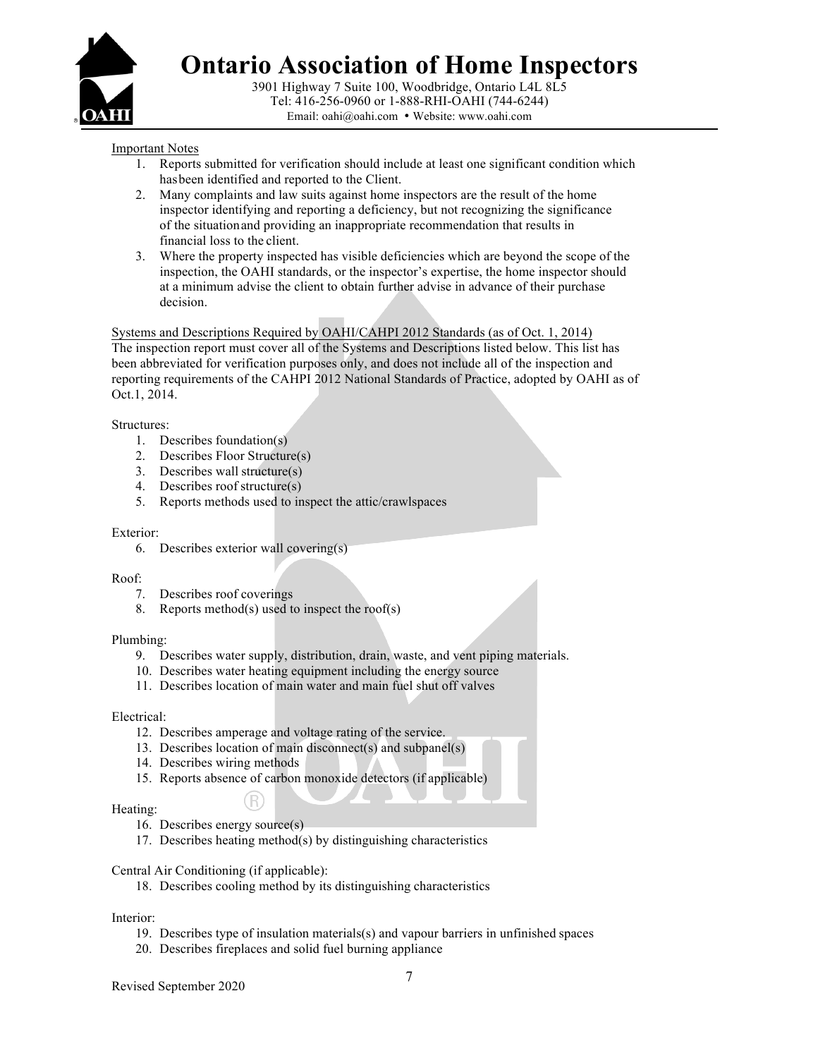# Ontario Association of Home Inspectors

3901 Highway 7 Suite 100, Woodbridge, Ontario L4L 8L5
Tel: 416-256-0960 or 1-888-RHI-OAHI (744-6244)
Email: oahi@oahi.com • Website: www.oahi.com

Important Notes

1. Reports submitted for verification should include at least one significant condition which hasbeen identified and reported to the Client.
2. Many complaints and law suits against home inspectors are the result of the home inspector identifying and reporting a deficiency, but not recognizing the significance of the situationand providing an inappropriate recommendation that results in financial loss to the client.
3. Where the property inspected has visible deficiencies which are beyond the scope of the inspection, the OAHI standards, or the inspector's expertise, the home inspector should at a minimum advise the client to obtain further advise in advance of their purchase decision.

Systems and Descriptions Required by OAHI/CAHPI 2012 Standards (as of Oct. 1, 2014)

The inspection report must cover all of the Systems and Descriptions listed below. This list has been abbreviated for verification purposes only, and does not include all of the inspection and reporting requirements of the CAHPI 2012 National Standards of Practice, adopted by OAHI as of Oct.1, 2014.

Structures:

1. Describes foundation(s)
2. Describes Floor Structure(s)
3. Describes wall structure(s)
4. Describes roof structure(s)
5. Reports methods used to inspect the attic/crawlspaces

Exterior:

6. Describes exterior wall covering(s)

Roof:

7. Describes roof coverings
8. Reports method(s) used to inspect the roof(s)

Plumbing:

9. Describes water supply, distribution, drain, waste, and vent piping materials.
10. Describes water heating equipment including the energy source
11. Describes location of main water and main fuel shut off valves

Electrical:

12. Describes amperage and voltage rating of the service.
13. Describes location of main disconnect(s) and subpanel(s)
14. Describes wiring methods
15. Reports absence of carbon monoxide detectors (if applicable)

Heating:

16. Describes energy source(s)
17. Describes heating method(s) by distinguishing characteristics

Central Air Conditioning (if applicable):

18. Describes cooling method by its distinguishing characteristics

Interior:

19. Describes type of insulation materials(s) and vapour barriers in unfinished spaces
20. Describes fireplaces and solid fuel burning appliance

Revised September 2020